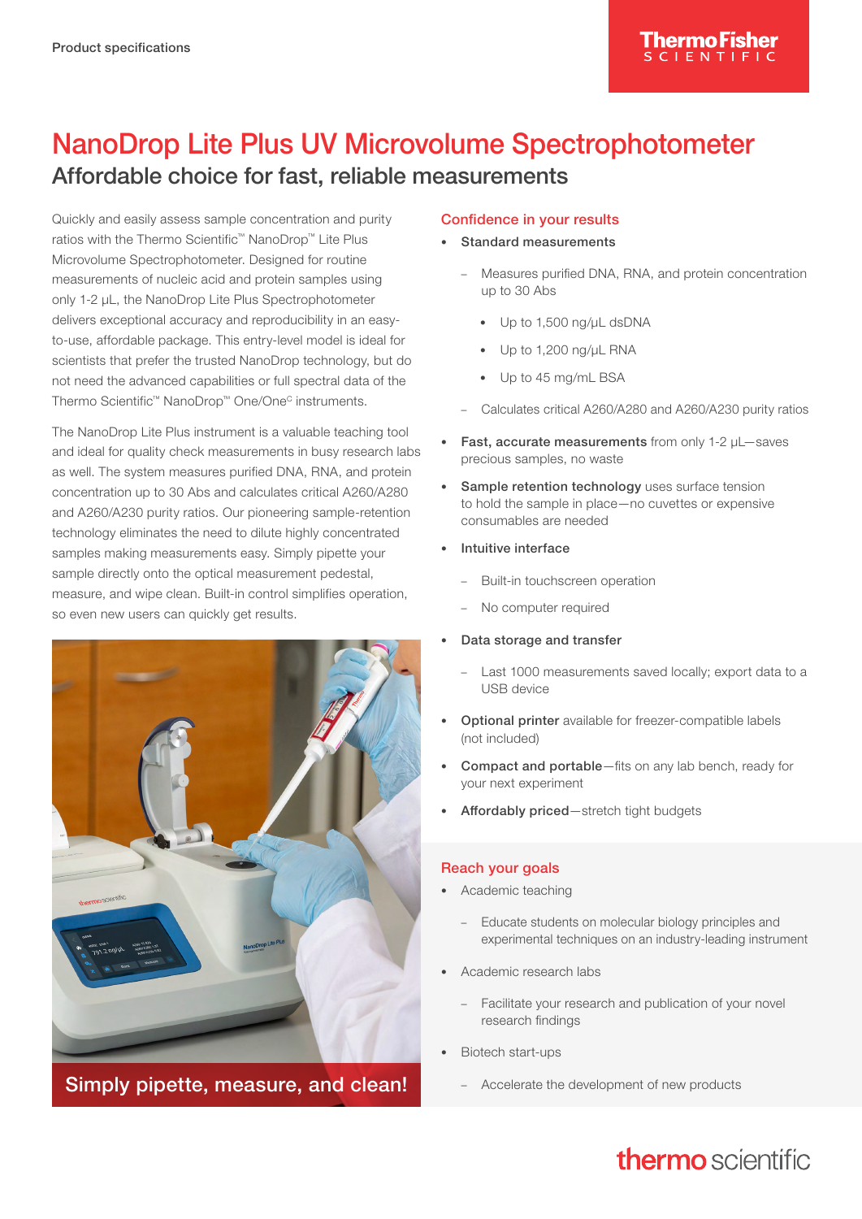Product specifications

# NanoDrop Lite Plus UV Microvolume Spectrophotometer

## Affordable choice for fast, reliable measurements

Quickly and easily assess sample concentration and purity ratios with the Thermo Scientific™ NanoDrop™ Lite Plus Microvolume Spectrophotometer. Designed for routine measurements of nucleic acid and protein samples using only 1-2 µL, the NanoDrop Lite Plus Spectrophotometer delivers exceptional accuracy and reproducibility in an easy-to-use, affordable package. This entry-level model is ideal for scientists that prefer the trusted NanoDrop technology, but do not need the advanced capabilities or full spectral data of the Thermo Scientific™ NanoDrop™ One/One[C] instruments.

The NanoDrop Lite Plus instrument is a valuable teaching tool and ideal for quality check measurements in busy research labs as well. The system measures purified DNA, RNA, and protein concentration up to 30 Abs and calculates critical A260/A280 and A260/A230 purity ratios. Our pioneering sample-retention technology eliminates the need to dilute highly concentrated samples making measurements easy. Simply pipette your sample directly onto the optical measurement pedestal, measure, and wipe clean. Built-in control simplifies operation, so even new users can quickly get results.

Simply pipette, measure, and clean!

### Confidence in your results

- Standard measurements
  - Measures purified DNA, RNA, and protein concentration up to 30 Abs
    - Up to 1,500 ng/µL dsDNA
    - Up to 1,200 ng/µL RNA
    - Up to 45 mg/mL BSA
  - Calculates critical A260/A280 and A260/A230 purity ratios
- **Fast, accurate measurements** from only 1-2 µL—saves precious samples, no waste
- **Sample retention technology** uses surface tension to hold the sample in place—no cuvettes or expensive consumables are needed
- **Intuitive interface**
  - Built-in touchscreen operation
  - No computer required
- **Data storage and transfer**
  - Last 1000 measurements saved locally; export data to a USB device
- **Optional printer** available for freezer-compatible labels (not included)
- **Compact and portable**—fits on any lab bench, ready for your next experiment
- **Affordably priced**—stretch tight budgets

### Reach your goals

- Academic teaching
  - Educate students on molecular biology principles and experimental techniques on an industry-leading instrument
- Academic research labs
  - Facilitate your research and publication of your novel research findings
- Biotech start-ups
  - Accelerate the development of new products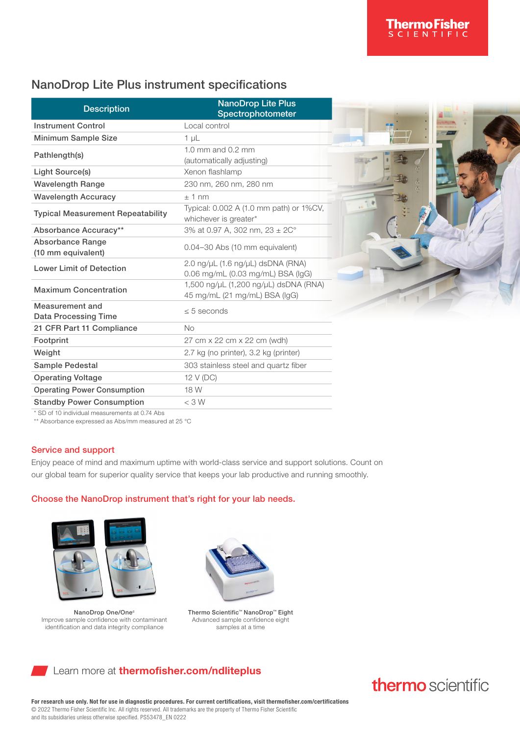## NanoDrop Lite Plus instrument specifications

| Description | NanoDrop Lite Plus Spectrophotometer |
|---|---|
| Instrument Control | Local control |
| Minimum Sample Size | 1 µL |
| Pathlength(s) | 1.0 mm and 0.2 mm (automatically adjusting) |
| Light Source(s) | Xenon flashlamp |
| Wavelength Range | 230 nm, 260 nm, 280 nm |
| Wavelength Accuracy | ± 1 nm |
| Typical Measurement Repeatability | Typical: 0.002 A (1.0 mm path) or 1%CV, whichever is greater* |
| Absorbance Accuracy** | 3% at 0.97 A, 302 nm, 23 ± 2C° |
| Absorbance Range (10 mm equivalent) | 0.04–30 Abs (10 mm equivalent) |
| Lower Limit of Detection | 2.0 ng/µL (1.6 ng/µL) dsDNA (RNA) 0.06 mg/mL (0.03 mg/mL) BSA (IgG) |
| Maximum Concentration | 1,500 ng/µL (1,200 ng/µL) dsDNA (RNA) 45 mg/mL (21 mg/mL) BSA (IgG) |
| Measurement and Data Processing Time | ≤ 5 seconds |
| 21 CFR Part 11 Compliance | No |
| Footprint | 27 cm x 22 cm x 22 cm (wdh) |
| Weight | 2.7 kg (no printer), 3.2 kg (printer) |
| Sample Pedestal | 303 stainless steel and quartz fiber |
| Operating Voltage | 12 V (DC) |
| Operating Power Consumption | 18 W |
| Standby Power Consumption | < 3 W |

\* SD of 10 individual measurements at 0.74 Abs

\*\* Absorbance expressed as Abs/mm measured at 25 °C

### Service and support

Enjoy peace of mind and maximum uptime with world-class service and support solutions. Count on our global team for superior quality service that keeps your lab productive and running smoothly.

### Choose the NanoDrop instrument that's right for your lab needs.

**NanoDrop One/One[c]**
Improve sample confidence with contaminant identification and data integrity compliance

**Thermo Scientific™ NanoDrop™ Eight**
Advanced sample confidence eight samples at a time

Learn more at **thermofisher.com/ndliteplus**

**For research use only. Not for use in diagnostic procedures. For current certifications, visit thermofisher.com/certifications**
© 2022 Thermo Fisher Scientific Inc. All rights reserved. All trademarks are the property of Thermo Fisher Scientific and its subsidiaries unless otherwise specified. PS53478_EN 0222